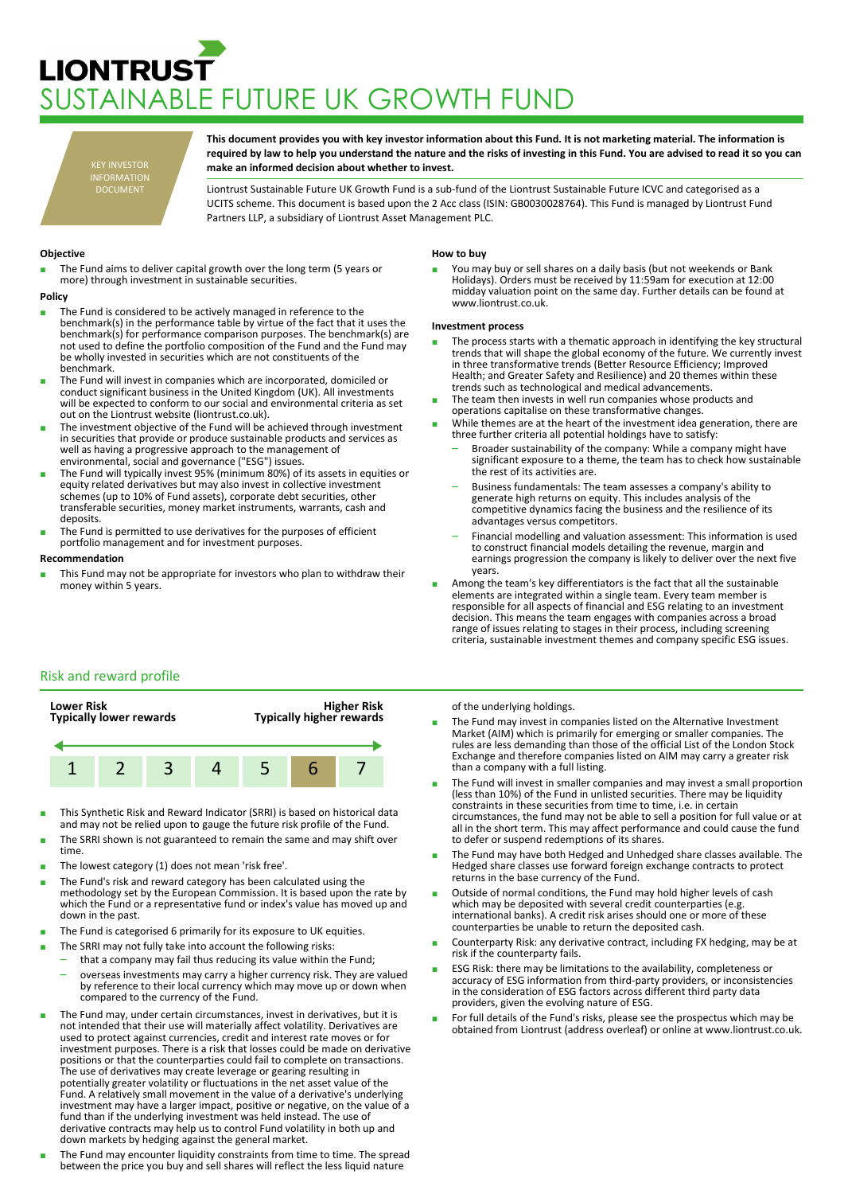# LIONTRUST

# SUSTAINABLE FUTURE UK GROWTH FUND

KEY INVESTOR INFORMATION DOCUMENT

**This document provides you with key investor information about this Fund. It is not marketing material. The information is required by law to help you understand the nature and the risks of investing in this Fund. You are advised to read it so you can make an informed decision about whether to invest.**

Liontrust Sustainable Future UK Growth Fund is a sub-fund of the Liontrust Sustainable Future ICVC and categorised as a UCITS scheme. This document is based upon the 2 Acc class (ISIN: GB0030028764). This Fund is managed by Liontrust Fund Partners LLP, a subsidiary of Liontrust Asset Management PLC.

### Objective

- The Fund aims to deliver capital growth over the long term (5 years or more) through investment in sustainable securities.

### Policy

- The Fund is considered to be actively managed in reference to the benchmark(s) in the performance table by virtue of the fact that it uses the benchmark(s) for performance comparison purposes. The benchmark(s) are not used to define the portfolio composition of the Fund and the Fund may be wholly invested in securities which are not constituents of the benchmark.
- The Fund will invest in companies which are incorporated, domiciled or conduct significant business in the United Kingdom (UK). All investments will be expected to conform to our social and environmental criteria as set out on the Liontrust website (liontrust.co.uk).
- The investment objective of the Fund will be achieved through investment in securities that provide or produce sustainable products and services as well as having a progressive approach to the management of environmental, social and governance ("ESG") issues.
- The Fund will typically invest 95% (minimum 80%) of its assets in equities or equity related derivatives but may also invest in collective investment schemes (up to 10% of Fund assets), corporate debt securities, other transferable securities, money market instruments, warrants, cash and deposits.
- The Fund is permitted to use derivatives for the purposes of efficient portfolio management and for investment purposes.

### Recommendation

- This Fund may not be appropriate for investors who plan to withdraw their money within 5 years.

### How to buy

- You may buy or sell shares on a daily basis (but not weekends or Bank Holidays). Orders must be received by 11:59am for execution at 12:00 midday valuation point on the same day. Further details can be found at www.liontrust.co.uk.

### Investment process

- The process starts with a thematic approach in identifying the key structural trends that will shape the global economy of the future. We currently invest in three transformative trends (Better Resource Efficiency; Improved Health; and Greater Safety and Resilience) and 20 themes within these trends such as technological and medical advancements.
- The team then invests in well run companies whose products and operations capitalise on these transformative changes.
- While themes are at the heart of the investment idea generation, there are three further criteria all potential holdings have to satisfy:
  - Broader sustainability of the company: While a company might have significant exposure to a theme, the team has to check how sustainable the rest of its activities are.
  - Business fundamentals: The team assesses a company's ability to generate high returns on equity. This includes analysis of the competitive dynamics facing the business and the resilience of its advantages versus competitors.
  - Financial modelling and valuation assessment: This information is used to construct financial models detailing the revenue, margin and earnings progression the company is likely to deliver over the next five years.
- Among the team's key differentiators is the fact that all the sustainable elements are integrated within a single team. Every team member is responsible for all aspects of financial and ESG relating to an investment decision. This means the team engages with companies across a broad range of issues relating to stages in their process, including screening criteria, sustainable investment themes and company specific ESG issues.

## Risk and reward profile

| Lower Risk<br>Typically lower rewards | | | | | | Higher Risk<br>Typically higher rewards |
|---|---|---|---|---|---|---|
| 1 | 2 | 3 | 4 | 5 | **6** | 7 |

- This Synthetic Risk and Reward Indicator (SRRI) is based on historical data and may not be relied upon to gauge the future risk profile of the Fund.
- The SRRI shown is not guaranteed to remain the same and may shift over time.
- The lowest category (1) does not mean 'risk free'.
- The Fund's risk and reward category has been calculated using the methodology set by the European Commission. It is based upon the rate by which the Fund or a representative fund or index's value has moved up and down in the past.
- The Fund is categorised 6 primarily for its exposure to UK equities.
- The SRRI may not fully take into account the following risks:
  - that a company may fail thus reducing its value within the Fund;
  - overseas investments may carry a higher currency risk. They are valued by reference to their local currency which may move up or down when compared to the currency of the Fund.
- The Fund may, under certain circumstances, invest in derivatives, but it is not intended that their use will materially affect volatility. Derivatives are used to protect against currencies, credit and interest rate moves or for investment purposes. There is a risk that losses could be made on derivative positions or that the counterparties could fail to complete on transactions. The use of derivatives may create leverage or gearing resulting in potentially greater volatility or fluctuations in the net asset value of the Fund. A relatively small movement in the value of a derivative's underlying investment may have a larger impact, positive or negative, on the value of a fund than if the underlying investment was held instead. The use of derivative contracts may help us to control Fund volatility in both up and down markets by hedging against the general market.
- The Fund may encounter liquidity constraints from time to time. The spread between the price you buy and sell shares will reflect the less liquid nature of the underlying holdings.
- The Fund may invest in companies listed on the Alternative Investment Market (AIM) which is primarily for emerging or smaller companies. The rules are less demanding than those of the official List of the London Stock Exchange and therefore companies listed on AIM may carry a greater risk than a company with a full listing.
- The Fund will invest in smaller companies and may invest a small proportion (less than 10%) of the Fund in unlisted securities. There may be liquidity constraints in these securities from time to time, i.e. in certain circumstances, the fund may not be able to sell a position for full value or at all in the short term. This may affect performance and could cause the fund to defer or suspend redemptions of its shares.
- The Fund may have both Hedged and Unhedged share classes available. The Hedged share classes use forward foreign exchange contracts to protect returns in the base currency of the Fund.
- Outside of normal conditions, the Fund may hold higher levels of cash which may be deposited with several credit counterparties (e.g. international banks). A credit risk arises should one or more of these counterparties be unable to return the deposited cash.
- Counterparty Risk: any derivative contract, including FX hedging, may be at risk if the counterparty fails.
- ESG Risk: there may be limitations to the availability, completeness or accuracy of ESG information from third-party providers, or inconsistencies in the consideration of ESG factors across different third party data providers, given the evolving nature of ESG.
- For full details of the Fund's risks, please see the prospectus which may be obtained from Liontrust (address overleaf) or online at www.liontrust.co.uk.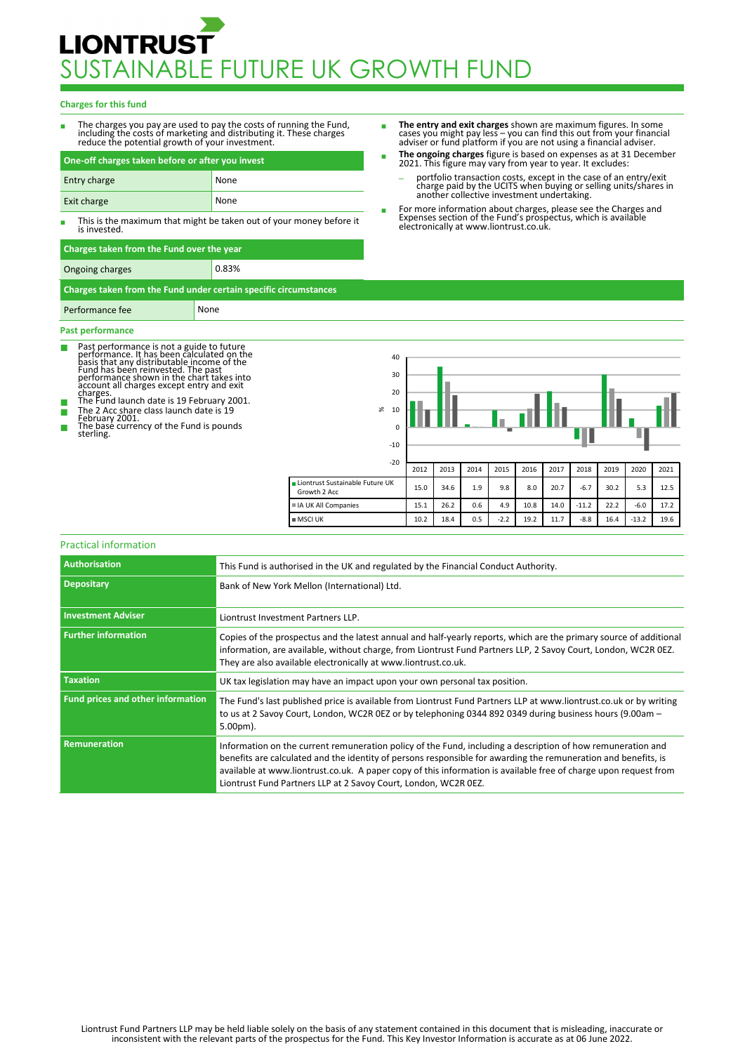# LIONTRUST
# SUSTAINABLE FUTURE UK GROWTH FUND

## Charges for this fund

- The charges you pay are used to pay the costs of running the Fund, including the costs of marketing and distributing it. These charges reduce the potential growth of your investment.

| One-off charges taken before or after you invest | |
|---|---|
| Entry charge | None |
| Exit charge | None |

- This is the maximum that might be taken out of your money before it is invested.

| Charges taken from the Fund over the year | |
|---|---|
| Ongoing charges | 0.83% |

- **The entry and exit charges** shown are maximum figures. In some cases you might pay less – you can find this out from your financial adviser or fund platform if you are not using a financial adviser.
- **The ongoing charges** figure is based on expenses as at 31 December 2021. This figure may vary from year to year. It excludes:
  - portfolio transaction costs, except in the case of an entry/exit charge paid by the UCITS when buying or selling units/shares in another collective investment undertaking.
- For more information about charges, please see the Charges and Expenses section of the Fund's prospectus, which is available electronically at www.liontrust.co.uk.

| Charges taken from the Fund under certain specific circumstances | |
|---|---|
| Performance fee | None |

## Past performance

- Past performance is not a guide to future performance. It has been calculated on the basis that any distributable income of the Fund has been reinvested. The past performance shown in the chart takes into account all charges except entry and exit charges.
- The Fund launch date is 19 February 2001.
- The 2 Acc share class launch date is 19 February 2001.
- The base currency of the Fund is pounds sterling.

40
30
20
10
0
-10
-20
%

| | 2012 | 2013 | 2014 | 2015 | 2016 | 2017 | 2018 | 2019 | 2020 | 2021 |
|---|---|---|---|---|---|---|---|---|---|---|
| Liontrust Sustainable Future UK Growth 2 Acc | 15.0 | 34.6 | 1.9 | 9.8 | 8.0 | 20.7 | -6.7 | 30.2 | 5.3 | 12.5 |
| IA UK All Companies | 15.1 | 26.2 | 0.6 | 4.9 | 10.8 | 14.0 | -11.2 | 22.2 | -6.0 | 17.2 |
| MSCI UK | 10.2 | 18.4 | 0.5 | -2.2 | 19.2 | 11.7 | -8.8 | 16.4 | -13.2 | 19.6 |

## Practical information

| | |
|---|---|
| **Authorisation** | This Fund is authorised in the UK and regulated by the Financial Conduct Authority. |
| **Depositary** | Bank of New York Mellon (International) Ltd. |
| **Investment Adviser** | Liontrust Investment Partners LLP. |
| **Further information** | Copies of the prospectus and the latest annual and half-yearly reports, which are the primary source of additional information, are available, without charge, from Liontrust Fund Partners LLP, 2 Savoy Court, London, WC2R 0EZ. They are also available electronically at www.liontrust.co.uk. |
| **Taxation** | UK tax legislation may have an impact upon your own personal tax position. |
| **Fund prices and other information** | The Fund's last published price is available from Liontrust Fund Partners LLP at www.liontrust.co.uk or by writing to us at 2 Savoy Court, London, WC2R 0EZ or by telephoning 0344 892 0349 during business hours (9.00am – 5.00pm). |
| **Remuneration** | Information on the current remuneration policy of the Fund, including a description of how remuneration and benefits are calculated and the identity of persons responsible for awarding the remuneration and benefits, is available at www.liontrust.co.uk. A paper copy of this information is available free of charge upon request from Liontrust Fund Partners LLP at 2 Savoy Court, London, WC2R 0EZ. |

Liontrust Fund Partners LLP may be held liable solely on the basis of any statement contained in this document that is misleading, inaccurate or inconsistent with the relevant parts of the prospectus for the Fund. This Key Investor Information is accurate as at 06 June 2022.